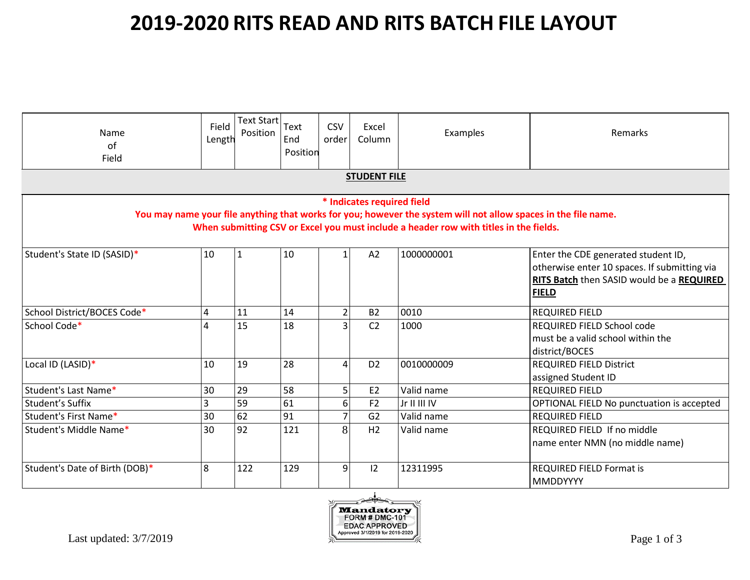# 2019-2020 RITS READ AND RITS BATCH FILE LAYOUT

| Name of Field | Field Length | Text Start Position | Text End Position | CSV order | Excel Column | Examples | Remarks |
|---|---|---|---|---|---|---|---|
| **STUDENT FILE** | | | | | | | |
| **\* Indicates required field**<br>**You may name your file anything that works for you; however the system will not allow spaces in the file name.**<br>**When submitting CSV or Excel you must include a header row with titles in the fields.** | | | | | | | |
| Student's State ID (SASID)* | 10 | 1 | 10 | 1 | A2 | 1000000001 | Enter the CDE generated student ID, otherwise enter 10 spaces. If submitting via **RITS Batch** then SASID would be a **REQUIRED FIELD** |
| School District/BOCES Code* | 4 | 11 | 14 | 2 | B2 | 0010 | REQUIRED FIELD |
| School Code* | 4 | 15 | 18 | 3 | C2 | 1000 | REQUIRED FIELD School code must be a valid school within the district/BOCES |
| Local ID (LASID)* | 10 | 19 | 28 | 4 | D2 | 0010000009 | REQUIRED FIELD District assigned Student ID |
| Student's Last Name* | 30 | 29 | 58 | 5 | E2 | Valid name | REQUIRED FIELD |
| Student's Suffix | 3 | 59 | 61 | 6 | F2 | Jr II III IV | OPTIONAL FIELD No punctuation is accepted |
| Student's First Name* | 30 | 62 | 91 | 7 | G2 | Valid name | REQUIRED FIELD |
| Student's Middle Name* | 30 | 92 | 121 | 8 | H2 | Valid name | REQUIRED FIELD If no middle name enter NMN (no middle name) |
| Student's Date of Birth (DOB)* | 8 | 122 | 129 | 9 | I2 | 12311995 | REQUIRED FIELD Format is MMDDYYYY |

Last updated: 3/7/2019

Mandatory FORM # DMC-101 EDAC APPROVED Approved 3/1/2019 for 2019-2020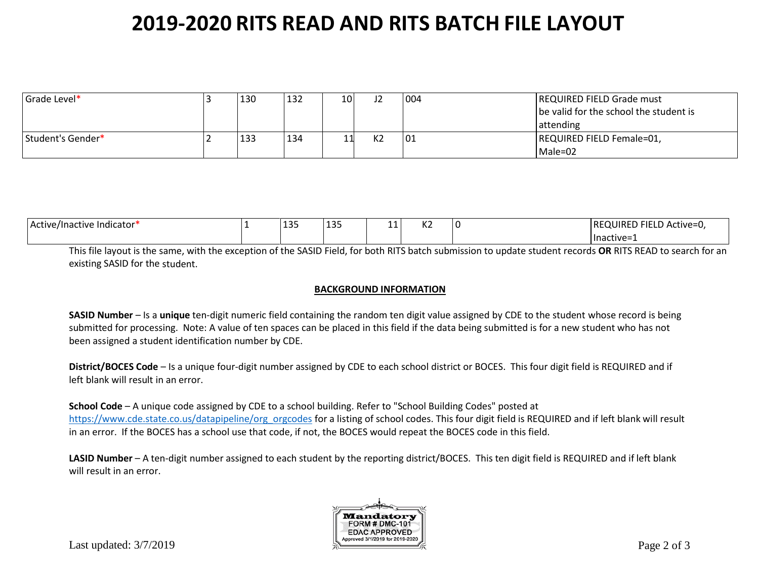# 2019-2020 RITS READ AND RITS BATCH FILE LAYOUT

| | | | | | | | |
|---|---|---|---|---|---|---|---|
| Grade Level* | 3 | 130 | 132 | 10 | J2 | 004 | REQUIRED FIELD Grade must be valid for the school the student is attending |
| Student's Gender* | 2 | 133 | 134 | 11 | K2 | 01 | REQUIRED FIELD Female=01, Male=02 |
| Active/Inactive Indicator* | 1 | 135 | 135 | 11 | K2 | 0 | REQUIRED FIELD Active=0, Inactive=1 |

This file layout is the same, with the exception of the SASID Field, for both RITS batch submission to update student records **OR** RITS READ to search for an existing SASID for the student.

**BACKGROUND INFORMATION**

**SASID Number** – Is a **unique** ten-digit numeric field containing the random ten digit value assigned by CDE to the student whose record is being submitted for processing. Note: A value of ten spaces can be placed in this field if the data being submitted is for a new student who has not been assigned a student identification number by CDE.

**District/BOCES Code** – Is a unique four-digit number assigned by CDE to each school district or BOCES. This four digit field is REQUIRED and if left blank will result in an error.

**School Code** – A unique code assigned by CDE to a school building. Refer to "School Building Codes" posted at https://www.cde.state.co.us/datapipeline/org_orgcodes for a listing of school codes. This four digit field is REQUIRED and if left blank will result in an error. If the BOCES has a school use that code, if not, the BOCES would repeat the BOCES code in this field.

**LASID Number** – A ten-digit number assigned to each student by the reporting district/BOCES. This ten digit field is REQUIRED and if left blank will result in an error.

Mandatory FORM # DMC-101 EDAC APPROVED Approved 3/1/2019 for 2019-2020

Last updated: 3/7/2019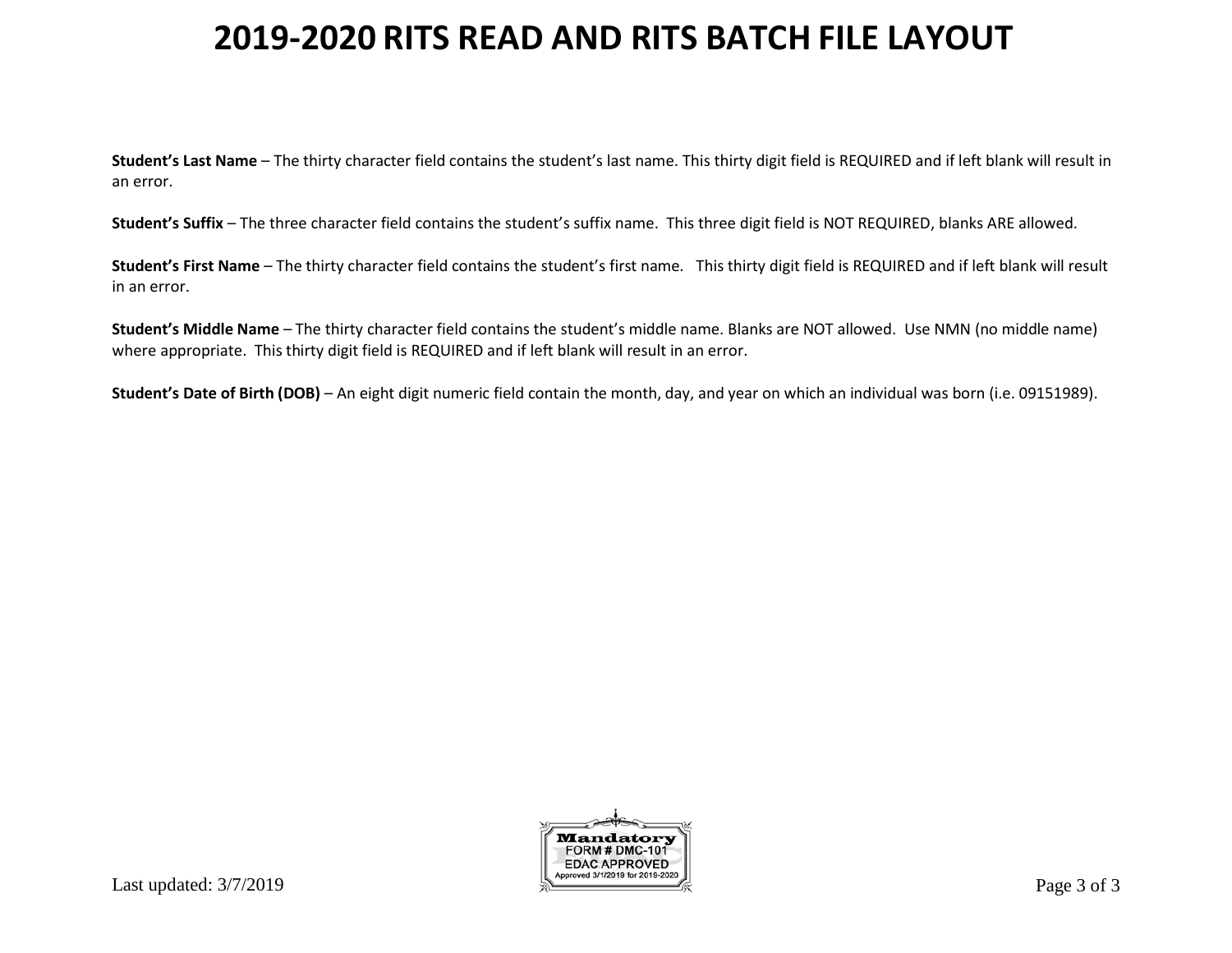# 2019-2020 RITS READ AND RITS BATCH FILE LAYOUT

**Student's Last Name** – The thirty character field contains the student's last name. This thirty digit field is REQUIRED and if left blank will result in an error.

**Student's Suffix** – The three character field contains the student's suffix name. This three digit field is NOT REQUIRED, blanks ARE allowed.

**Student's First Name** – The thirty character field contains the student's first name. This thirty digit field is REQUIRED and if left blank will result in an error.

**Student's Middle Name** – The thirty character field contains the student's middle name. Blanks are NOT allowed. Use NMN (no middle name) where appropriate. This thirty digit field is REQUIRED and if left blank will result in an error.

**Student's Date of Birth (DOB)** – An eight digit numeric field contain the month, day, and year on which an individual was born (i.e. 09151989).

Last updated: 3/7/2019

Mandatory
FORM # DMC-101
EDAC APPROVED
Approved 3/1/2019 for 2019-2020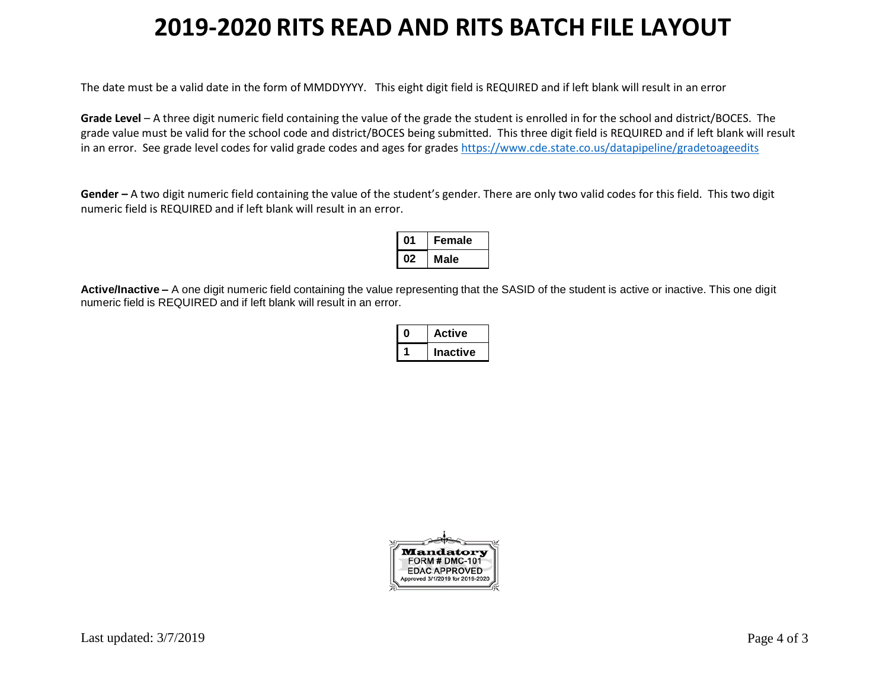# 2019-2020 RITS READ AND RITS BATCH FILE LAYOUT

The date must be a valid date in the form of MMDDYYYY. This eight digit field is REQUIRED and if left blank will result in an error

**Grade Level** – A three digit numeric field containing the value of the grade the student is enrolled in for the school and district/BOCES. The grade value must be valid for the school code and district/BOCES being submitted. This three digit field is REQUIRED and if left blank will result in an error. See grade level codes for valid grade codes and ages for grades https://www.cde.state.co.us/datapipeline/gradetoageedits

**Gender –** A two digit numeric field containing the value of the student's gender. There are only two valid codes for this field. This two digit numeric field is REQUIRED and if left blank will result in an error.

| | |
|---|---|
| 01 | Female |
| 02 | Male |

**Active/Inactive –** A one digit numeric field containing the value representing that the SASID of the student is active or inactive. This one digit numeric field is REQUIRED and if left blank will result in an error.

| | |
|---|---|
| 0 | Active |
| 1 | Inactive |

Mandatory
FORM # DMC-101
EDAC APPROVED
Approved 3/1/2019 for 2019-2020

Last updated: 3/7/2019